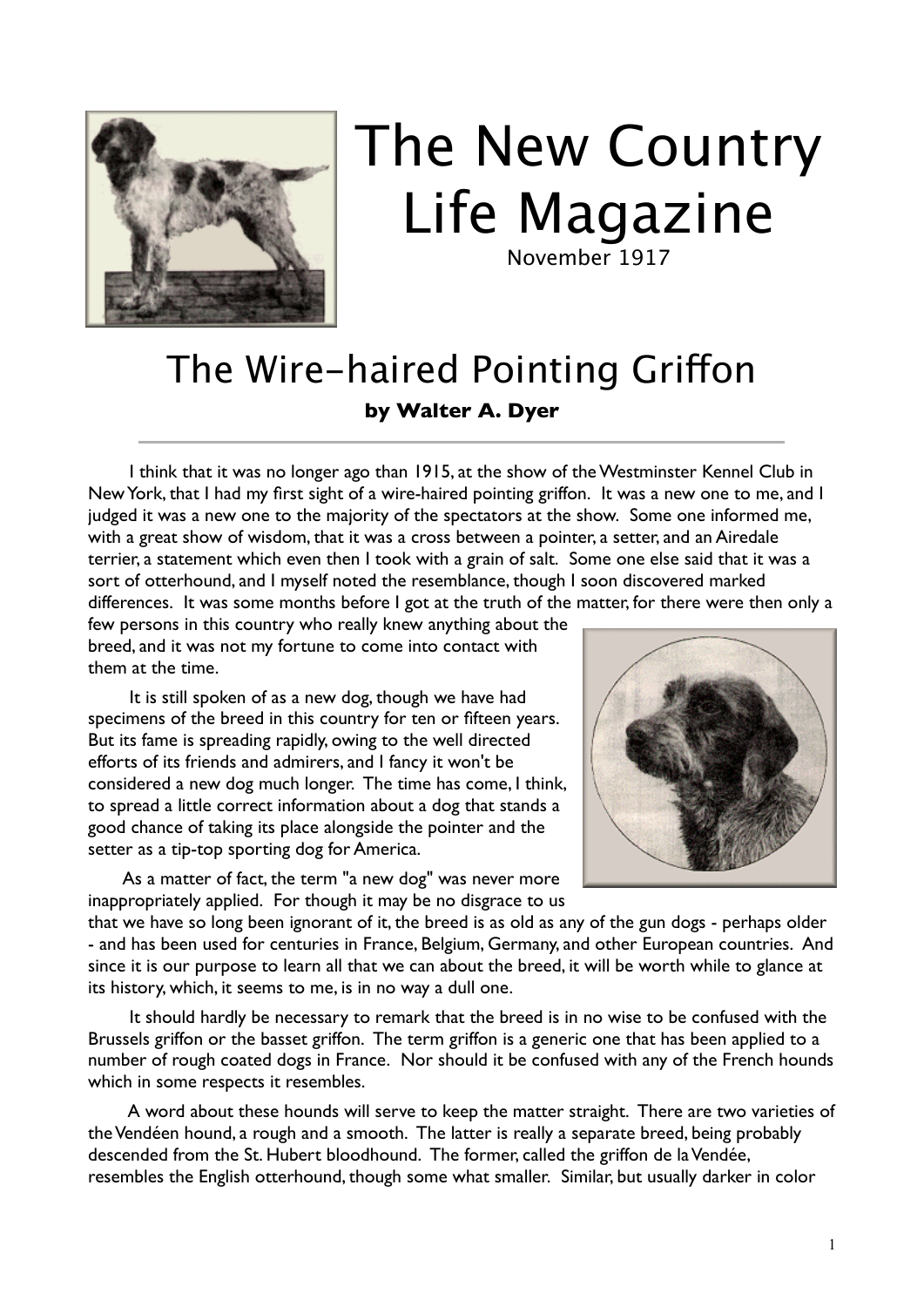# The New Country Life Magazine

November 1917

## The Wire-haired Pointing Griffon

**by Walter A. Dyer**

I think that it was no longer ago than 1915, at the show of the Westminster Kennel Club in New York, that I had my first sight of a wire-haired pointing griffon. It was a new one to me, and I judged it was a new one to the majority of the spectators at the show. Some one informed me, with a great show of wisdom, that it was a cross between a pointer, a setter, and an Airedale terrier, a statement which even then I took with a grain of salt. Some one else said that it was a sort of otterhound, and I myself noted the resemblance, though I soon discovered marked differences. It was some months before I got at the truth of the matter, for there were then only a few persons in this country who really knew anything about the breed, and it was not my fortune to come into contact with them at the time.

It is still spoken of as a new dog, though we have had specimens of the breed in this country for ten or fifteen years. But its fame is spreading rapidly, owing to the well directed efforts of its friends and admirers, and I fancy it won't be considered a new dog much longer. The time has come, I think, to spread a little correct information about a dog that stands a good chance of taking its place alongside the pointer and the setter as a tip-top sporting dog for America.

As a matter of fact, the term "a new dog" was never more inappropriately applied. For though it may be no disgrace to us that we have so long been ignorant of it, the breed is as old as any of the gun dogs - perhaps older - and has been used for centuries in France, Belgium, Germany, and other European countries. And since it is our purpose to learn all that we can about the breed, it will be worth while to glance at its history, which, it seems to me, is in no way a dull one.

It should hardly be necessary to remark that the breed is in no wise to be confused with the Brussels griffon or the basset griffon. The term griffon is a generic one that has been applied to a number of rough coated dogs in France. Nor should it be confused with any of the French hounds which in some respects it resembles.

A word about these hounds will serve to keep the matter straight. There are two varieties of the Vendéen hound, a rough and a smooth. The latter is really a separate breed, being probably descended from the St. Hubert bloodhound. The former, called the griffon de la Vendée, resembles the English otterhound, though some what smaller. Similar, but usually darker in color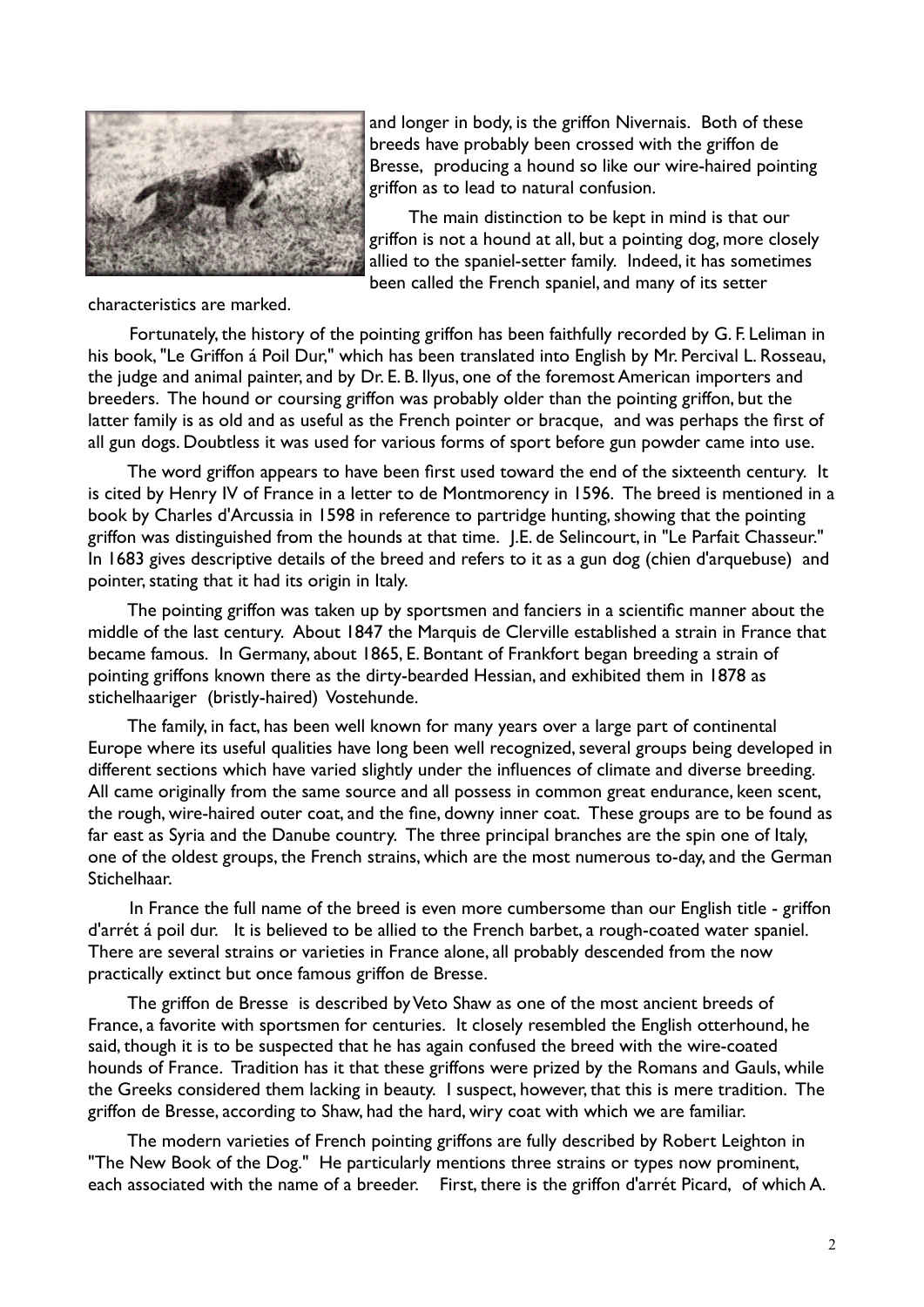and longer in body, is the griffon Nivernais. Both of these breeds have probably been crossed with the griffon de Bresse, producing a hound so like our wire-haired pointing griffon as to lead to natural confusion.

The main distinction to be kept in mind is that our griffon is not a hound at all, but a pointing dog, more closely allied to the spaniel-setter family. Indeed, it has sometimes been called the French spaniel, and many of its setter characteristics are marked.

Fortunately, the history of the pointing griffon has been faithfully recorded by G. F. Leliman in his book, "Le Griffon á Poil Dur," which has been translated into English by Mr. Percival L. Rosseau, the judge and animal painter, and by Dr. E. B. Ilyus, one of the foremost American importers and breeders. The hound or coursing griffon was probably older than the pointing griffon, but the latter family is as old and as useful as the French pointer or bracque, and was perhaps the first of all gun dogs. Doubtless it was used for various forms of sport before gun powder came into use.

The word griffon appears to have been first used toward the end of the sixteenth century. It is cited by Henry IV of France in a letter to de Montmorency in 1596. The breed is mentioned in a book by Charles d'Arcussia in 1598 in reference to partridge hunting, showing that the pointing griffon was distinguished from the hounds at that time. J.E. de Selincourt, in "Le Parfait Chasseur." In 1683 gives descriptive details of the breed and refers to it as a gun dog (chien d'arquebuse) and pointer, stating that it had its origin in Italy.

The pointing griffon was taken up by sportsmen and fanciers in a scientific manner about the middle of the last century. About 1847 the Marquis de Clerville established a strain in France that became famous. In Germany, about 1865, E. Bontant of Frankfort began breeding a strain of pointing griffons known there as the dirty-bearded Hessian, and exhibited them in 1878 as stichelhaariger (bristly-haired) Vostehunde.

The family, in fact, has been well known for many years over a large part of continental Europe where its useful qualities have long been well recognized, several groups being developed in different sections which have varied slightly under the influences of climate and diverse breeding. All came originally from the same source and all possess in common great endurance, keen scent, the rough, wire-haired outer coat, and the fine, downy inner coat. These groups are to be found as far east as Syria and the Danube country. The three principal branches are the spin one of Italy, one of the oldest groups, the French strains, which are the most numerous to-day, and the German Stichelhaar.

In France the full name of the breed is even more cumbersome than our English title - griffon d'arrét á poil dur. It is believed to be allied to the French barbet, a rough-coated water spaniel. There are several strains or varieties in France alone, all probably descended from the now practically extinct but once famous griffon de Bresse.

The griffon de Bresse is described by Veto Shaw as one of the most ancient breeds of France, a favorite with sportsmen for centuries. It closely resembled the English otterhound, he said, though it is to be suspected that he has again confused the breed with the wire-coated hounds of France. Tradition has it that these griffons were prized by the Romans and Gauls, while the Greeks considered them lacking in beauty. I suspect, however, that this is mere tradition. The griffon de Bresse, according to Shaw, had the hard, wiry coat with which we are familiar.

The modern varieties of French pointing griffons are fully described by Robert Leighton in "The New Book of the Dog." He particularly mentions three strains or types now prominent, each associated with the name of a breeder. First, there is the griffon d'arrét Picard, of which A.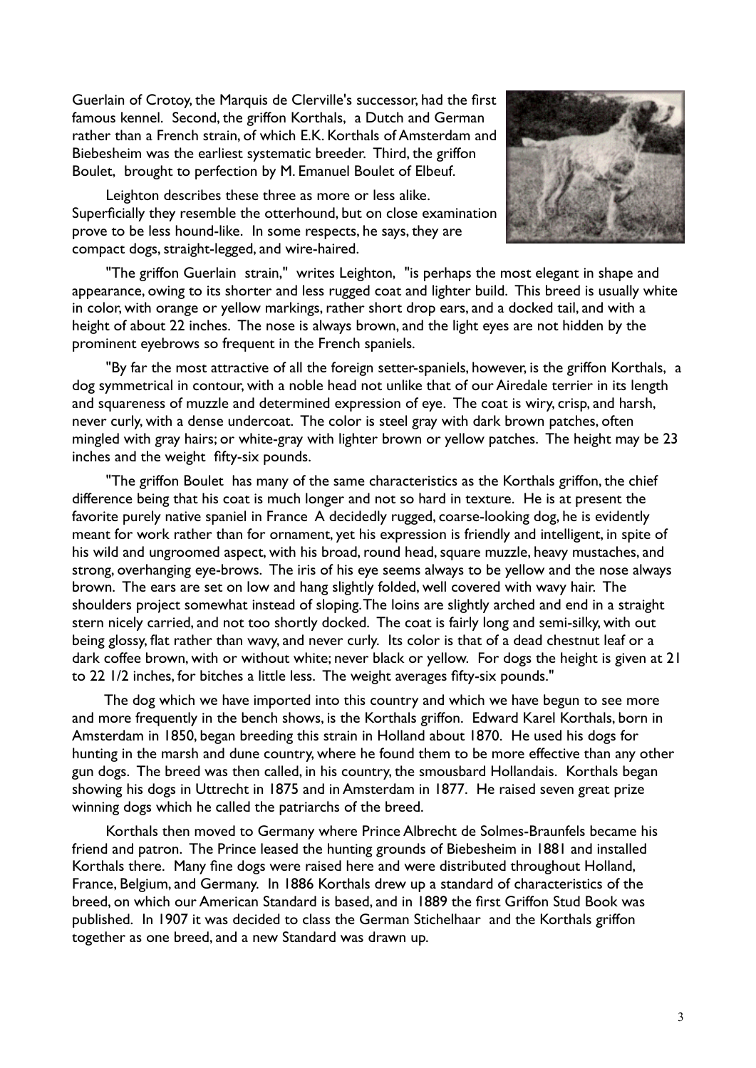Guerlain of Crotoy, the Marquis de Clerville's successor, had the first famous kennel. Second, the griffon Korthals, a Dutch and German rather than a French strain, of which E.K. Korthals of Amsterdam and Biebesheim was the earliest systematic breeder. Third, the griffon Boulet, brought to perfection by M. Emanuel Boulet of Elbeuf.

Leighton describes these three as more or less alike. Superficially they resemble the otterhound, but on close examination prove to be less hound-like. In some respects, he says, they are compact dogs, straight-legged, and wire-haired.

"The griffon Guerlain strain," writes Leighton, "is perhaps the most elegant in shape and appearance, owing to its shorter and less rugged coat and lighter build. This breed is usually white in color, with orange or yellow markings, rather short drop ears, and a docked tail, and with a height of about 22 inches. The nose is always brown, and the light eyes are not hidden by the prominent eyebrows so frequent in the French spaniels.

"By far the most attractive of all the foreign setter-spaniels, however, is the griffon Korthals, a dog symmetrical in contour, with a noble head not unlike that of our Airedale terrier in its length and squareness of muzzle and determined expression of eye. The coat is wiry, crisp, and harsh, never curly, with a dense undercoat. The color is steel gray with dark brown patches, often mingled with gray hairs; or white-gray with lighter brown or yellow patches. The height may be 23 inches and the weight fifty-six pounds.

"The griffon Boulet has many of the same characteristics as the Korthals griffon, the chief difference being that his coat is much longer and not so hard in texture. He is at present the favorite purely native spaniel in France A decidedly rugged, coarse-looking dog, he is evidently meant for work rather than for ornament, yet his expression is friendly and intelligent, in spite of his wild and ungroomed aspect, with his broad, round head, square muzzle, heavy mustaches, and strong, overhanging eye-brows. The iris of his eye seems always to be yellow and the nose always brown. The ears are set on low and hang slightly folded, well covered with wavy hair. The shoulders project somewhat instead of sloping. The loins are slightly arched and end in a straight stern nicely carried, and not too shortly docked. The coat is fairly long and semi-silky, with out being glossy, flat rather than wavy, and never curly. Its color is that of a dead chestnut leaf or a dark coffee brown, with or without white; never black or yellow. For dogs the height is given at 21 to 22 1/2 inches, for bitches a little less. The weight averages fifty-six pounds."

The dog which we have imported into this country and which we have begun to see more and more frequently in the bench shows, is the Korthals griffon. Edward Karel Korthals, born in Amsterdam in 1850, began breeding this strain in Holland about 1870. He used his dogs for hunting in the marsh and dune country, where he found them to be more effective than any other gun dogs. The breed was then called, in his country, the smousbard Hollandais. Korthals began showing his dogs in Uttrecht in 1875 and in Amsterdam in 1877. He raised seven great prize winning dogs which he called the patriarchs of the breed.

Korthals then moved to Germany where Prince Albrecht de Solmes-Braunfels became his friend and patron. The Prince leased the hunting grounds of Biebesheim in 1881 and installed Korthals there. Many fine dogs were raised here and were distributed throughout Holland, France, Belgium, and Germany. In 1886 Korthals drew up a standard of characteristics of the breed, on which our American Standard is based, and in 1889 the first Griffon Stud Book was published. In 1907 it was decided to class the German Stichelhaar and the Korthals griffon together as one breed, and a new Standard was drawn up.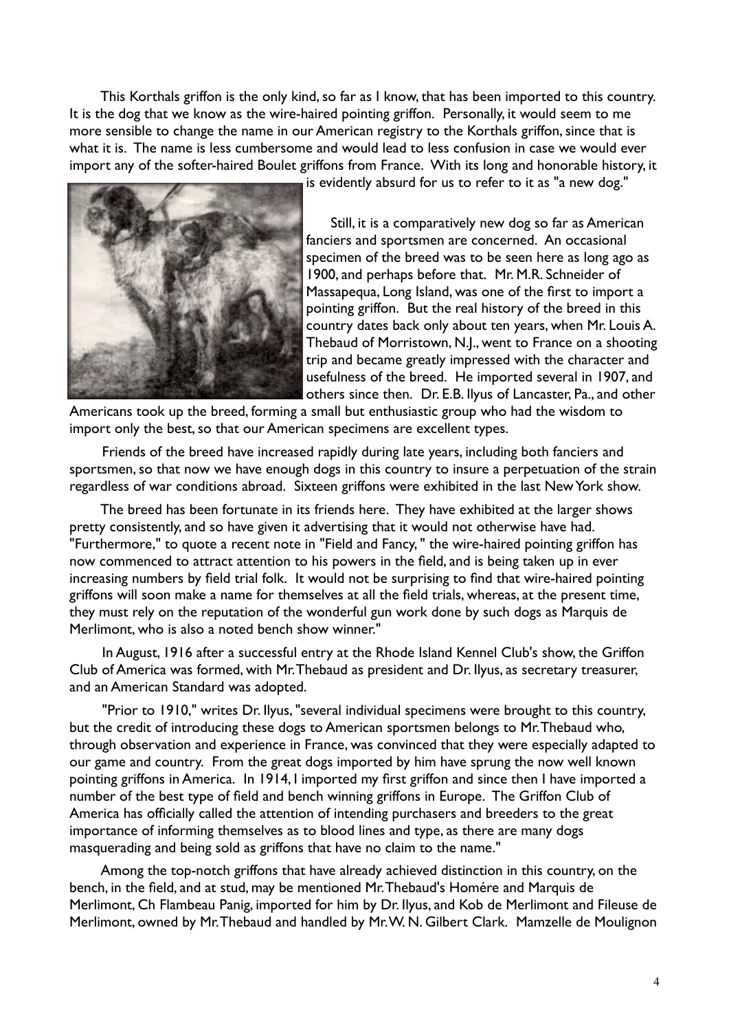This Korthals griffon is the only kind, so far as I know, that has been imported to this country. It is the dog that we know as the wire-haired pointing griffon. Personally, it would seem to me more sensible to change the name in our American registry to the Korthals griffon, since that is what it is. The name is less cumbersome and would lead to less confusion in case we would ever import any of the softer-haired Boulet griffons from France. With its long and honorable history, it is evidently absurd for us to refer to it as "a new dog."

Still, it is a comparatively new dog so far as American fanciers and sportsmen are concerned. An occasional specimen of the breed was to be seen here as long ago as 1900, and perhaps before that. Mr. M.R. Schneider of Massapequa, Long Island, was one of the first to import a pointing griffon. But the real history of the breed in this country dates back only about ten years, when Mr. Louis A. Thebaud of Morristown, N.J., went to France on a shooting trip and became greatly impressed with the character and usefulness of the breed. He imported several in 1907, and others since then. Dr. E.B. Ilyus of Lancaster, Pa., and other Americans took up the breed, forming a small but enthusiastic group who had the wisdom to import only the best, so that our American specimens are excellent types.

Friends of the breed have increased rapidly during late years, including both fanciers and sportsmen, so that now we have enough dogs in this country to insure a perpetuation of the strain regardless of war conditions abroad. Sixteen griffons were exhibited in the last New York show.

The breed has been fortunate in its friends here. They have exhibited at the larger shows pretty consistently, and so have given it advertising that it would not otherwise have had. "Furthermore," to quote a recent note in "Field and Fancy, " the wire-haired pointing griffon has now commenced to attract attention to his powers in the field, and is being taken up in ever increasing numbers by field trial folk. It would not be surprising to find that wire-haired pointing griffons will soon make a name for themselves at all the field trials, whereas, at the present time, they must rely on the reputation of the wonderful gun work done by such dogs as Marquis de Merlimont, who is also a noted bench show winner."

In August, 1916 after a successful entry at the Rhode Island Kennel Club's show, the Griffon Club of America was formed, with Mr. Thebaud as president and Dr. Ilyus, as secretary treasurer, and an American Standard was adopted.

"Prior to 1910," writes Dr. Ilyus, "several individual specimens were brought to this country, but the credit of introducing these dogs to American sportsmen belongs to Mr. Thebaud who, through observation and experience in France, was convinced that they were especially adapted to our game and country. From the great dogs imported by him have sprung the now well known pointing griffons in America. In 1914, I imported my first griffon and since then I have imported a number of the best type of field and bench winning griffons in Europe. The Griffon Club of America has officially called the attention of intending purchasers and breeders to the great importance of informing themselves as to blood lines and type, as there are many dogs masquerading and being sold as griffons that have no claim to the name."

Among the top-notch griffons that have already achieved distinction in this country, on the bench, in the field, and at stud, may be mentioned Mr. Thebaud's Homére and Marquis de Merlimont, Ch Flambeau Panig, imported for him by Dr. Ilyus, and Kob de Merlimont and Fileuse de Merlimont, owned by Mr. Thebaud and handled by Mr. W. N. Gilbert Clark. Mamzelle de Moulignon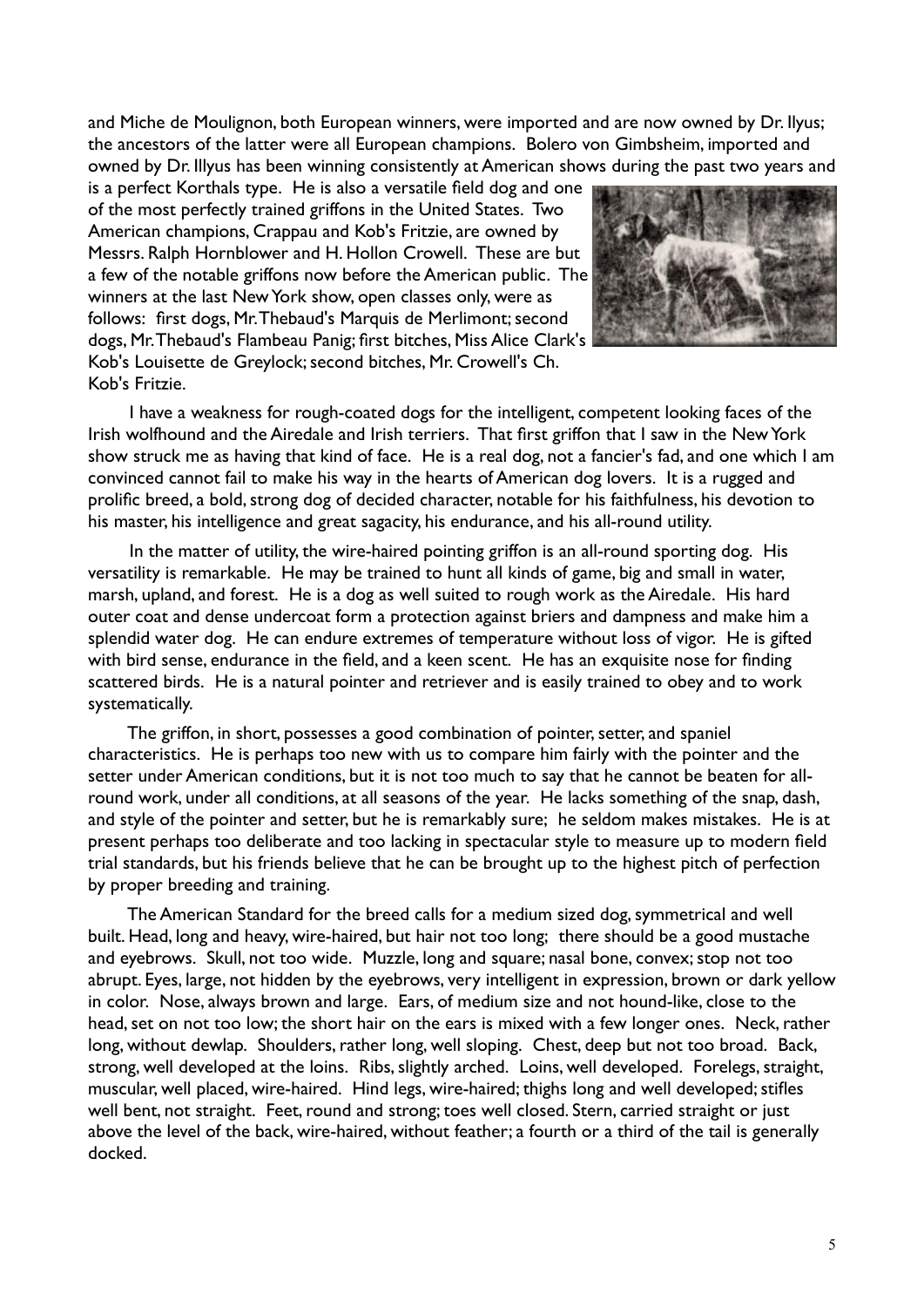and Miche de Moulignon, both European winners, were imported and are now owned by Dr. Ilyus; the ancestors of the latter were all European champions. Bolero von Gimbsheim, imported and owned by Dr. Illyus has been winning consistently at American shows during the past two years and is a perfect Korthals type. He is also a versatile field dog and one of the most perfectly trained griffons in the United States. Two American champions, Crappau and Kob's Fritzie, are owned by Messrs. Ralph Hornblower and H. Hollon Crowell. These are but a few of the notable griffons now before the American public. The winners at the last New York show, open classes only, were as follows: first dogs, Mr. Thebaud's Marquis de Merlimont; second dogs, Mr. Thebaud's Flambeau Panig; first bitches, Miss Alice Clark's Kob's Louisette de Greylock; second bitches, Mr. Crowell's Ch. Kob's Fritzie.

I have a weakness for rough-coated dogs for the intelligent, competent looking faces of the Irish wolfhound and the Airedale and Irish terriers. That first griffon that I saw in the New York show struck me as having that kind of face. He is a real dog, not a fancier's fad, and one which I am convinced cannot fail to make his way in the hearts of American dog lovers. It is a rugged and prolific breed, a bold, strong dog of decided character, notable for his faithfulness, his devotion to his master, his intelligence and great sagacity, his endurance, and his all-round utility.

In the matter of utility, the wire-haired pointing griffon is an all-round sporting dog. His versatility is remarkable. He may be trained to hunt all kinds of game, big and small in water, marsh, upland, and forest. He is a dog as well suited to rough work as the Airedale. His hard outer coat and dense undercoat form a protection against briers and dampness and make him a splendid water dog. He can endure extremes of temperature without loss of vigor. He is gifted with bird sense, endurance in the field, and a keen scent. He has an exquisite nose for finding scattered birds. He is a natural pointer and retriever and is easily trained to obey and to work systematically.

The griffon, in short, possesses a good combination of pointer, setter, and spaniel characteristics. He is perhaps too new with us to compare him fairly with the pointer and the setter under American conditions, but it is not too much to say that he cannot be beaten for all-round work, under all conditions, at all seasons of the year. He lacks something of the snap, dash, and style of the pointer and setter, but he is remarkably sure; he seldom makes mistakes. He is at present perhaps too deliberate and too lacking in spectacular style to measure up to modern field trial standards, but his friends believe that he can be brought up to the highest pitch of perfection by proper breeding and training.

The American Standard for the breed calls for a medium sized dog, symmetrical and well built. Head, long and heavy, wire-haired, but hair not too long; there should be a good mustache and eyebrows. Skull, not too wide. Muzzle, long and square; nasal bone, convex; stop not too abrupt. Eyes, large, not hidden by the eyebrows, very intelligent in expression, brown or dark yellow in color. Nose, always brown and large. Ears, of medium size and not hound-like, close to the head, set on not too low; the short hair on the ears is mixed with a few longer ones. Neck, rather long, without dewlap. Shoulders, rather long, well sloping. Chest, deep but not too broad. Back, strong, well developed at the loins. Ribs, slightly arched. Loins, well developed. Forelegs, straight, muscular, well placed, wire-haired. Hind legs, wire-haired; thighs long and well developed; stifles well bent, not straight. Feet, round and strong; toes well closed. Stern, carried straight or just above the level of the back, wire-haired, without feather; a fourth or a third of the tail is generally docked.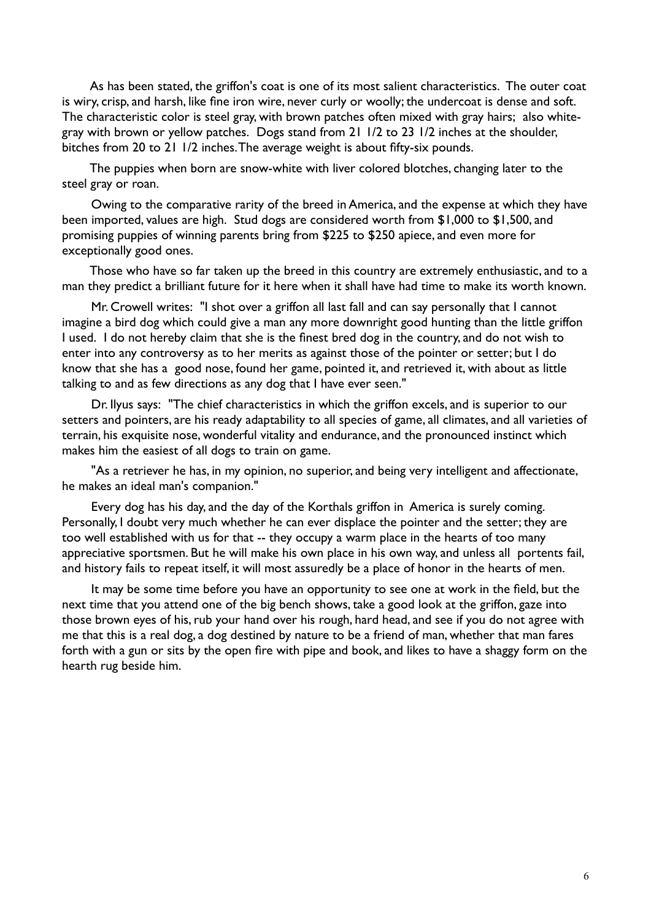As has been stated, the griffon's coat is one of its most salient characteristics. The outer coat is wiry, crisp, and harsh, like fine iron wire, never curly or woolly; the undercoat is dense and soft. The characteristic color is steel gray, with brown patches often mixed with gray hairs; also white-gray with brown or yellow patches. Dogs stand from 21 1/2 to 23 1/2 inches at the shoulder, bitches from 20 to 21 1/2 inches. The average weight is about fifty-six pounds.

The puppies when born are snow-white with liver colored blotches, changing later to the steel gray or roan.

Owing to the comparative rarity of the breed in America, and the expense at which they have been imported, values are high. Stud dogs are considered worth from $1,000 to $1,500, and promising puppies of winning parents bring from $225 to $250 apiece, and even more for exceptionally good ones.

Those who have so far taken up the breed in this country are extremely enthusiastic, and to a man they predict a brilliant future for it here when it shall have had time to make its worth known.

Mr. Crowell writes: "I shot over a griffon all last fall and can say personally that I cannot imagine a bird dog which could give a man any more downright good hunting than the little griffon I used. I do not hereby claim that she is the finest bred dog in the country, and do not wish to enter into any controversy as to her merits as against those of the pointer or setter; but I do know that she has a good nose, found her game, pointed it, and retrieved it, with about as little talking to and as few directions as any dog that I have ever seen."

Dr. Ilyus says: "The chief characteristics in which the griffon excels, and is superior to our setters and pointers, are his ready adaptability to all species of game, all climates, and all varieties of terrain, his exquisite nose, wonderful vitality and endurance, and the pronounced instinct which makes him the easiest of all dogs to train on game.

"As a retriever he has, in my opinion, no superior, and being very intelligent and affectionate, he makes an ideal man's companion."

Every dog has his day, and the day of the Korthals griffon in America is surely coming. Personally, I doubt very much whether he can ever displace the pointer and the setter; they are too well established with us for that -- they occupy a warm place in the hearts of too many appreciative sportsmen. But he will make his own place in his own way, and unless all portents fail, and history fails to repeat itself, it will most assuredly be a place of honor in the hearts of men.

It may be some time before you have an opportunity to see one at work in the field, but the next time that you attend one of the big bench shows, take a good look at the griffon, gaze into those brown eyes of his, rub your hand over his rough, hard head, and see if you do not agree with me that this is a real dog, a dog destined by nature to be a friend of man, whether that man fares forth with a gun or sits by the open fire with pipe and book, and likes to have a shaggy form on the hearth rug beside him.